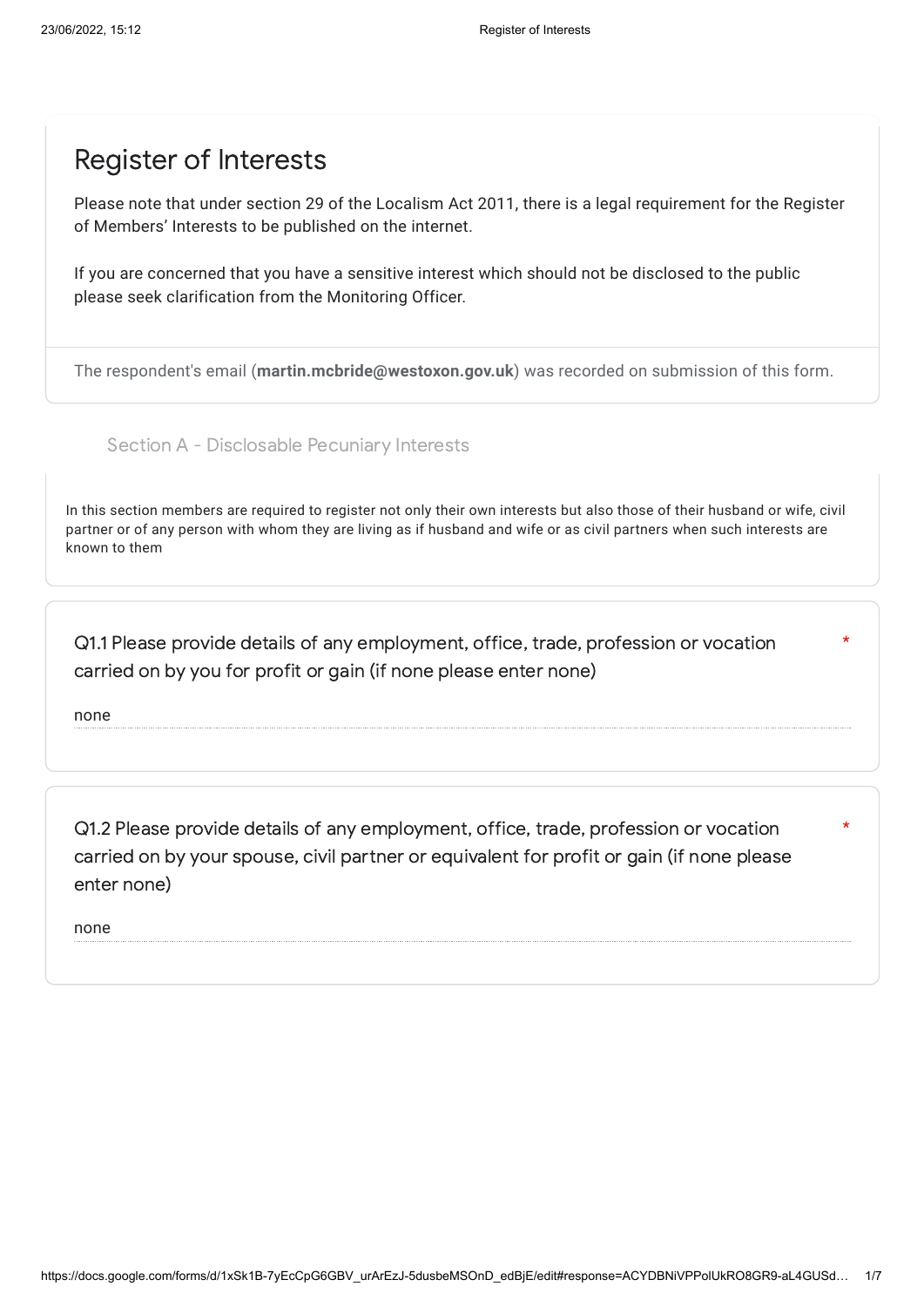# Register of Interests

Please note that under section 29 of the Localism Act 2011, there is a legal requirement for the Register of Members' Interests to be published on the internet.

If you are concerned that you have a sensitive interest which should not be disclosed to the public please seek clarification from the Monitoring Officer.

The respondent's email (**martin.mcbride@westoxon.gov.uk**) was recorded on submission of this form.

## Section A - Disclosable Pecuniary Interests

In this section members are required to register not only their own interests but also those of their husband or wife, civil partner or of any person with whom they are living as if husband and wife or as civil partners when such interests are known to them

**Q1.1 Please provide details of any employment, office, trade, profession or vocation carried on by you for profit or gain (if none please enter none)** *

none

**Q1.2 Please provide details of any employment, office, trade, profession or vocation carried on by your spouse, civil partner or equivalent for profit or gain (if none please enter none)** *

none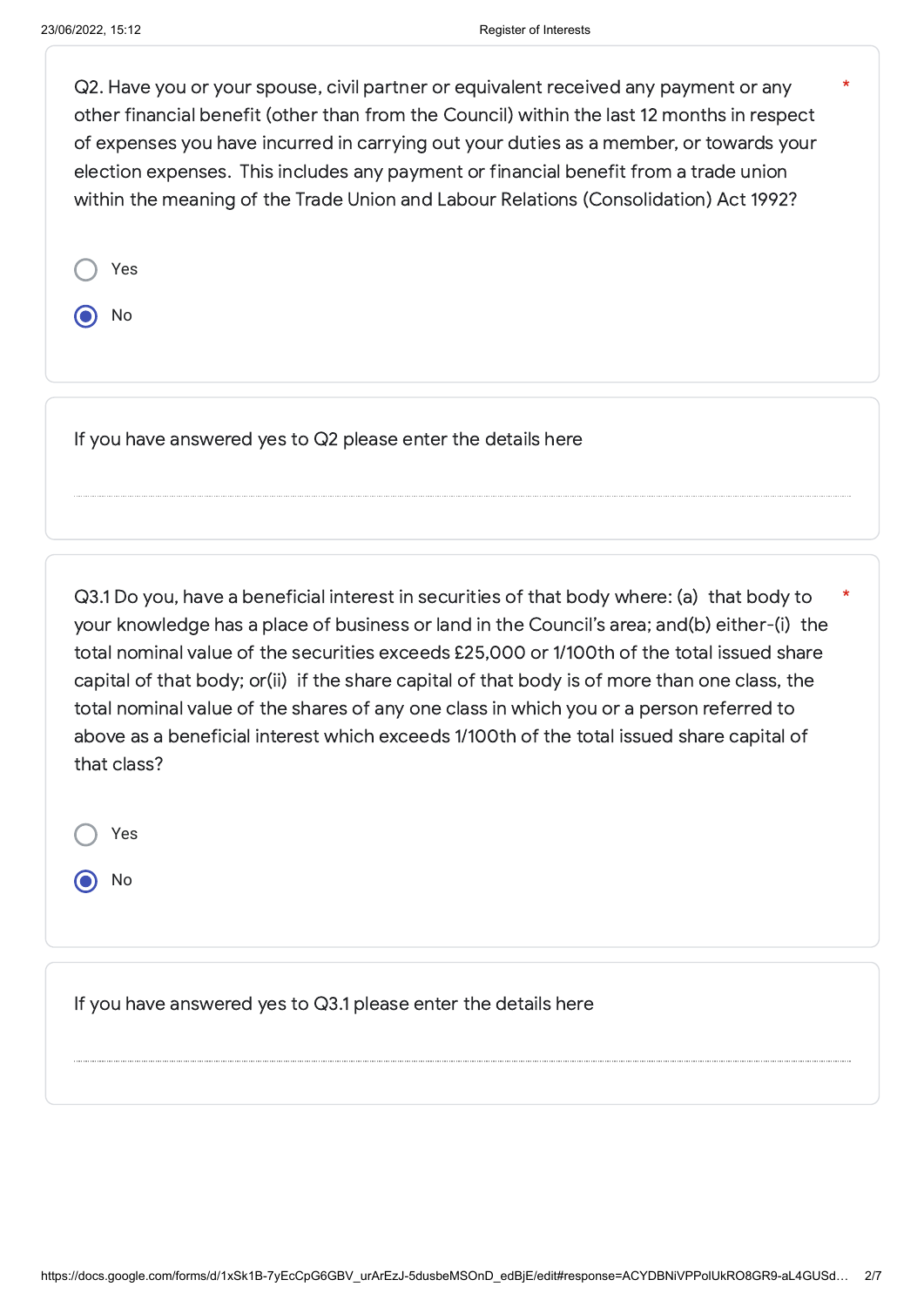Q2. Have you or your spouse, civil partner or equivalent received any payment or any other financial benefit (other than from the Council) within the last 12 months in respect of expenses you have incurred in carrying out your duties as a member, or towards your election expenses. This includes any payment or financial benefit from a trade union within the meaning of the Trade Union and Labour Relations (Consolidation) Act 1992? *

- ○ Yes
- ◉ No

If you have answered yes to Q2 please enter the details here

Q3.1 Do you, have a beneficial interest in securities of that body where: (a) that body to your knowledge has a place of business or land in the Council's area; and(b) either-(i) the total nominal value of the securities exceeds £25,000 or 1/100th of the total issued share capital of that body; or(ii) if the share capital of that body is of more than one class, the total nominal value of the shares of any one class in which you or a person referred to above as a beneficial interest which exceeds 1/100th of the total issued share capital of that class? *

- ○ Yes
- ◉ No

If you have answered yes to Q3.1 please enter the details here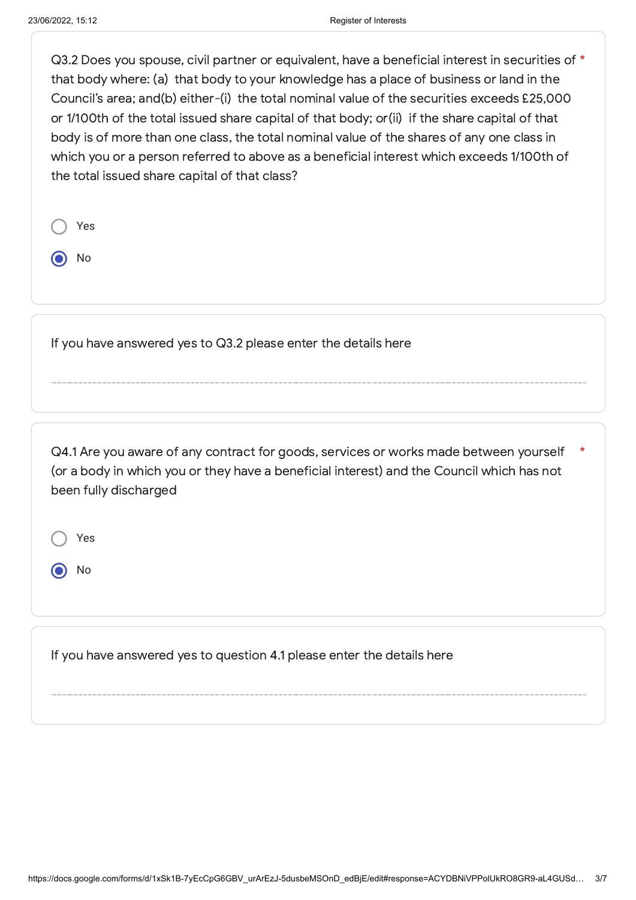Q3.2 Does you spouse, civil partner or equivalent, have a beneficial interest in securities of that body where: (a) that body to your knowledge has a place of business or land in the Council's area; and(b) either-(i) the total nominal value of the securities exceeds £25,000 or 1/100th of the total issued share capital of that body; or(ii) if the share capital of that body is of more than one class, the total nominal value of the shares of any one class in which you or a person referred to above as a beneficial interest which exceeds 1/100th of the total issued share capital of that class? *

- ○ Yes
- ◉ No

If you have answered yes to Q3.2 please enter the details here

Q4.1 Are you aware of any contract for goods, services or works made between yourself (or a body in which you or they have a beneficial interest) and the Council which has not been fully discharged *

- ○ Yes
- ◉ No

If you have answered yes to question 4.1 please enter the details here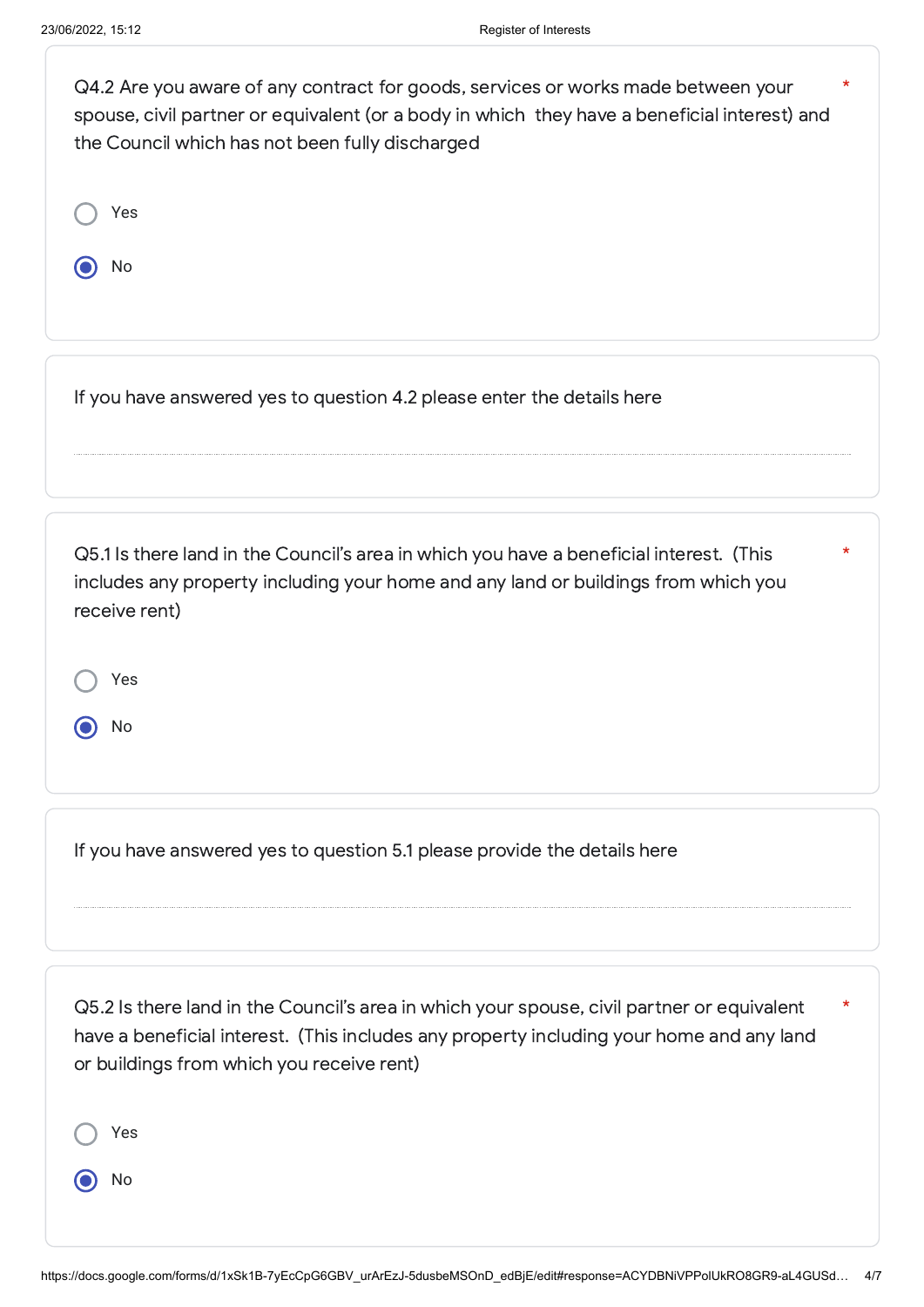Q4.2 Are you aware of any contract for goods, services or works made between your spouse, civil partner or equivalent (or a body in which they have a beneficial interest) and the Council which has not been fully discharged *

- ○ Yes
- ◉ No

If you have answered yes to question 4.2 please enter the details here

Q5.1 Is there land in the Council's area in which you have a beneficial interest. (This includes any property including your home and any land or buildings from which you receive rent) *

- ○ Yes
- ◉ No

If you have answered yes to question 5.1 please provide the details here

Q5.2 Is there land in the Council's area in which your spouse, civil partner or equivalent have a beneficial interest. (This includes any property including your home and any land or buildings from which you receive rent) *

- ○ Yes
- ◉ No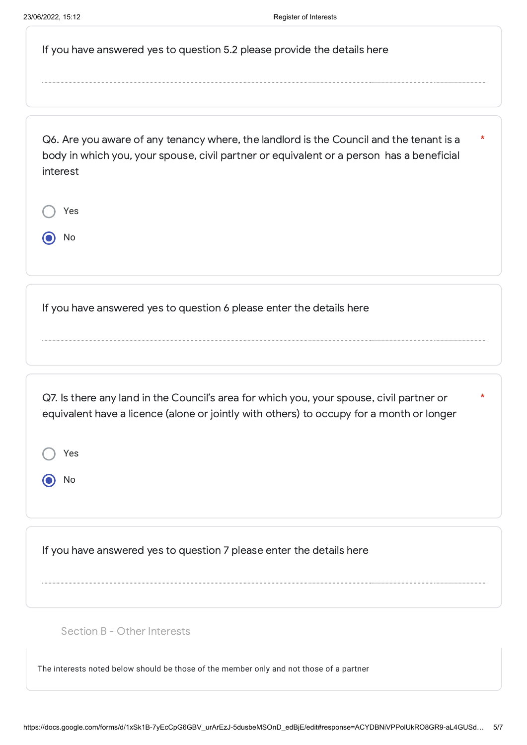If you have answered yes to question 5.2 please provide the details here

Q6. Are you aware of any tenancy where, the landlord is the Council and the tenant is a body in which you, your spouse, civil partner or equivalent or a person has a beneficial interest *

- ○ Yes
- ● No

If you have answered yes to question 6 please enter the details here

Q7. Is there any land in the Council's area for which you, your spouse, civil partner or equivalent have a licence (alone or jointly with others) to occupy for a month or longer *

- ○ Yes
- ● No

If you have answered yes to question 7 please enter the details here

## Section B - Other Interests

The interests noted below should be those of the member only and not those of a partner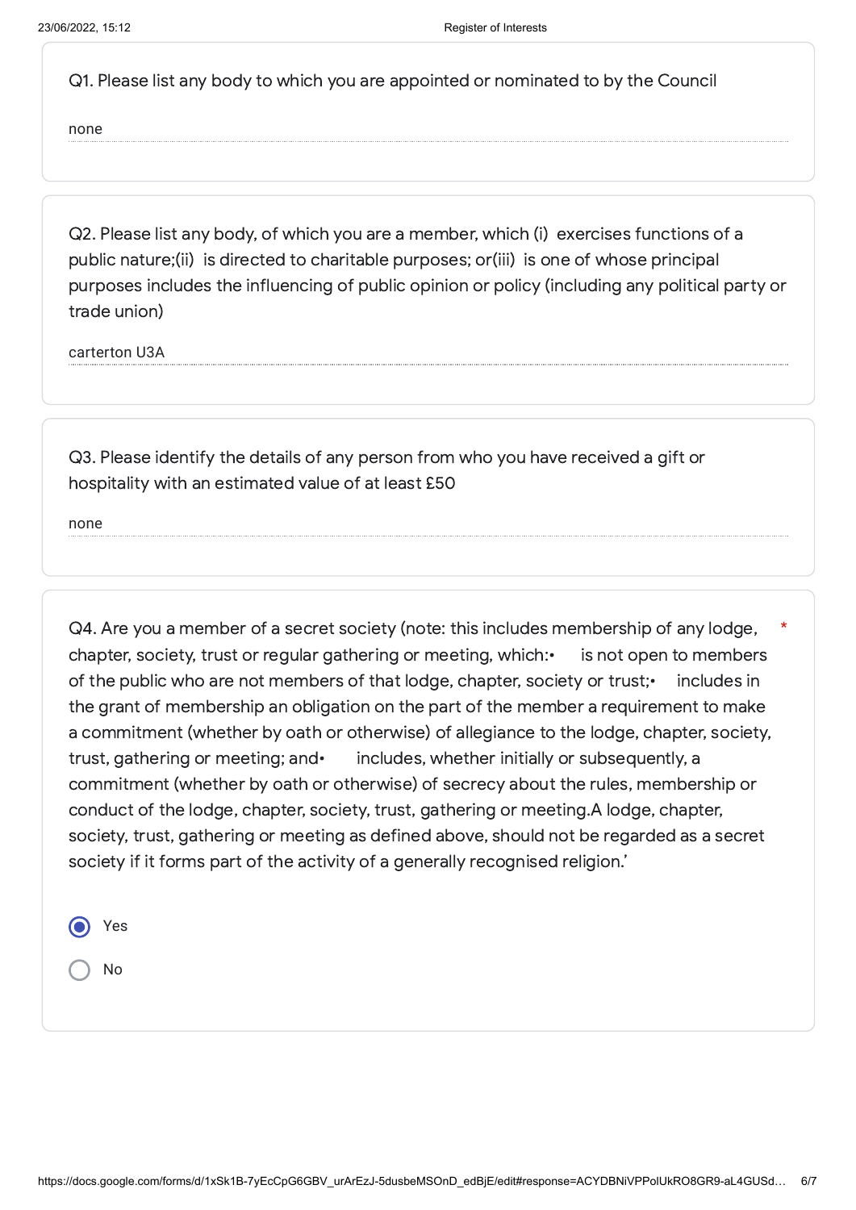Q1. Please list any body to which you are appointed or nominated to by the Council

none

Q2. Please list any body, of which you are a member, which (i) exercises functions of a public nature;(ii) is directed to charitable purposes; or(iii) is one of whose principal purposes includes the influencing of public opinion or policy (including any political party or trade union)

carterton U3A

Q3. Please identify the details of any person from who you have received a gift or hospitality with an estimated value of at least £50

none

Q4. Are you a member of a secret society (note: this includes membership of any lodge, chapter, society, trust or regular gathering or meeting, which:• is not open to members of the public who are not members of that lodge, chapter, society or trust;• includes in the grant of membership an obligation on the part of the member a requirement to make a commitment (whether by oath or otherwise) of allegiance to the lodge, chapter, society, trust, gathering or meeting; and• includes, whether initially or subsequently, a commitment (whether by oath or otherwise) of secrecy about the rules, membership or conduct of the lodge, chapter, society, trust, gathering or meeting.A lodge, chapter, society, trust, gathering or meeting as defined above, should not be regarded as a secret society if it forms part of the activity of a generally recognised religion.' *

- (●) Yes
- ( ) No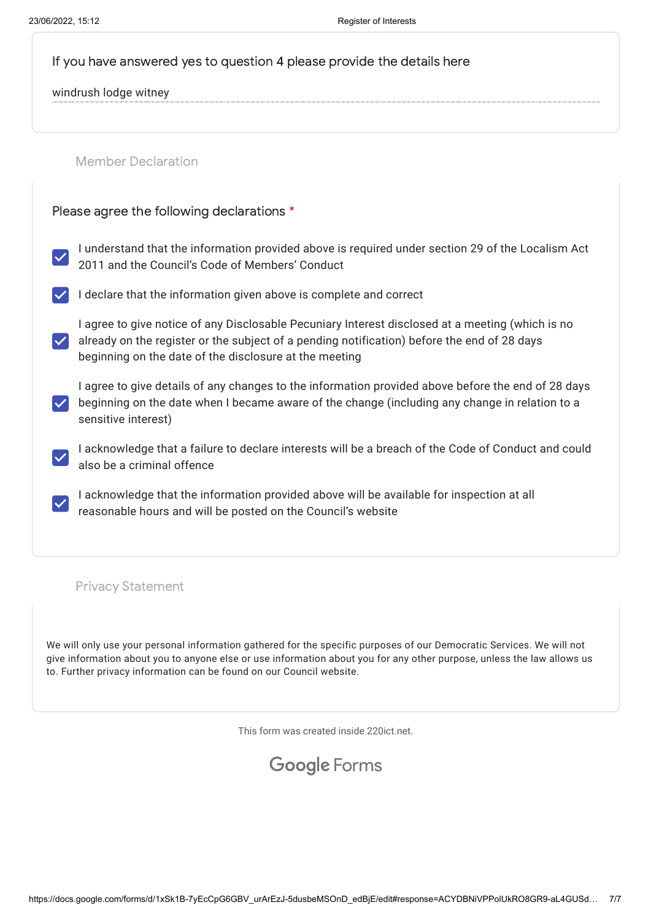If you have answered yes to question 4 please provide the details here

windrush lodge witney

## Member Declaration

Please agree the following declarations *

- [x] I understand that the information provided above is required under section 29 of the Localism Act 2011 and the Council's Code of Members' Conduct
- [x] I declare that the information given above is complete and correct
- [x] I agree to give notice of any Disclosable Pecuniary Interest disclosed at a meeting (which is no already on the register or the subject of a pending notification) before the end of 28 days beginning on the date of the disclosure at the meeting
- [x] I agree to give details of any changes to the information provided above before the end of 28 days beginning on the date when I became aware of the change (including any change in relation to a sensitive interest)
- [x] I acknowledge that a failure to declare interests will be a breach of the Code of Conduct and could also be a criminal offence
- [x] I acknowledge that the information provided above will be available for inspection at all reasonable hours and will be posted on the Council's website

## Privacy Statement

We will only use your personal information gathered for the specific purposes of our Democratic Services. We will not give information about you to anyone else or use information about you for any other purpose, unless the law allows us to. Further privacy information can be found on our Council website.

This form was created inside 220ict.net.

Google Forms